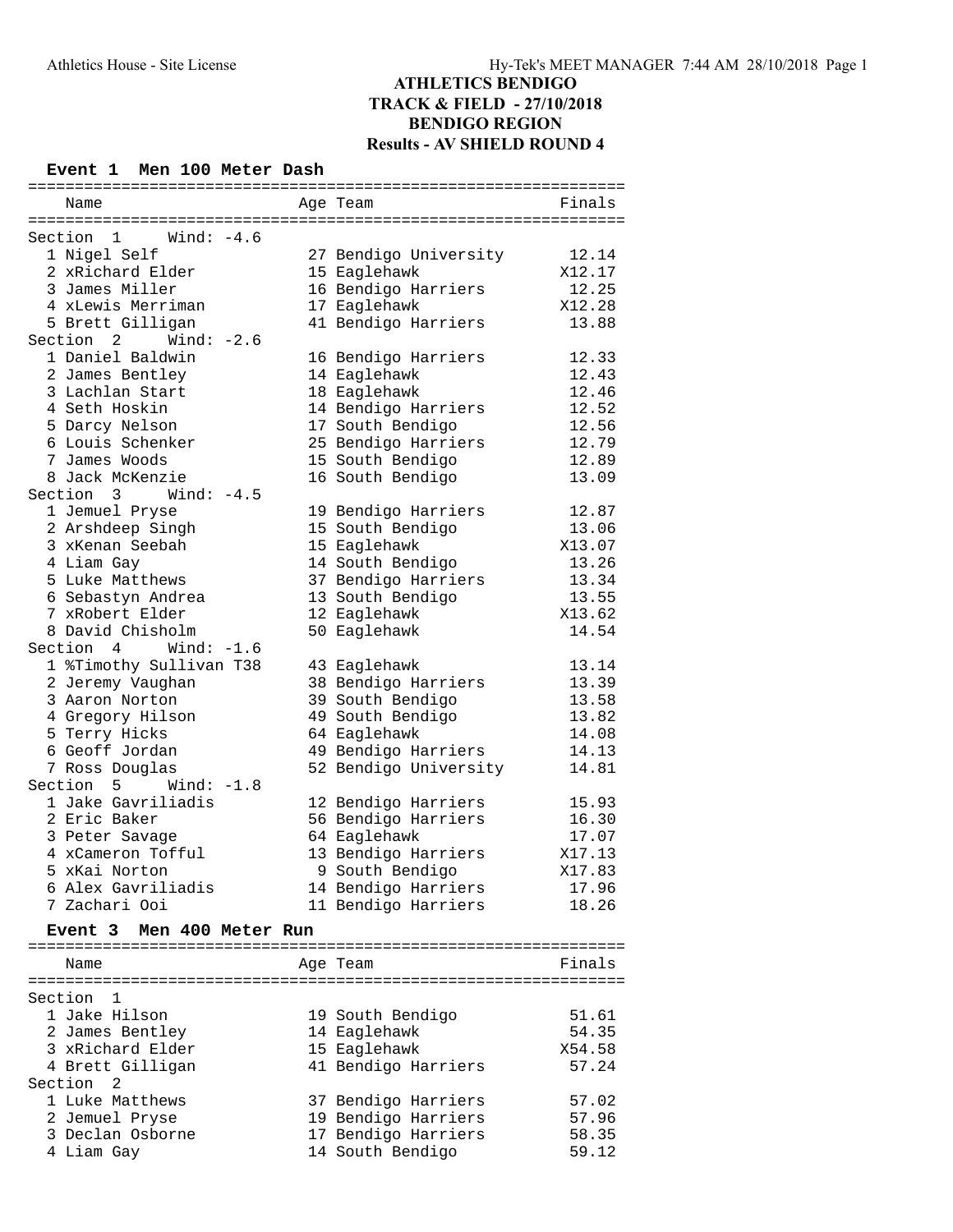# ATHLETICS BENDIGO
## TRACK & FIELD - 27/10/2018
## BENDIGO REGION
## Results - AV SHIELD ROUND 4

### Event 1 Men 100 Meter Dash

| | Name | Age | Team | Finals |
|---|---|---|---|---|
| **Section 1 Wind: -4.6** | | | | |
| 1 | Nigel Self | 27 | Bendigo University | 12.14 |
| 2 | xRichard Elder | 15 | Eaglehawk | X12.17 |
| 3 | James Miller | 16 | Bendigo Harriers | 12.25 |
| 4 | xLewis Merriman | 17 | Eaglehawk | X12.28 |
| 5 | Brett Gilligan | 41 | Bendigo Harriers | 13.88 |
| **Section 2 Wind: -2.6** | | | | |
| 1 | Daniel Baldwin | 16 | Bendigo Harriers | 12.33 |
| 2 | James Bentley | 14 | Eaglehawk | 12.43 |
| 3 | Lachlan Start | 18 | Eaglehawk | 12.46 |
| 4 | Seth Hoskin | 14 | Bendigo Harriers | 12.52 |
| 5 | Darcy Nelson | 17 | South Bendigo | 12.56 |
| 6 | Louis Schenker | 25 | Bendigo Harriers | 12.79 |
| 7 | James Woods | 15 | South Bendigo | 12.89 |
| 8 | Jack McKenzie | 16 | South Bendigo | 13.09 |
| **Section 3 Wind: -4.5** | | | | |
| 1 | Jemuel Pryse | 19 | Bendigo Harriers | 12.87 |
| 2 | Arshdeep Singh | 15 | South Bendigo | 13.06 |
| 3 | xKenan Seebah | 15 | Eaglehawk | X13.07 |
| 4 | Liam Gay | 14 | South Bendigo | 13.26 |
| 5 | Luke Matthews | 37 | Bendigo Harriers | 13.34 |
| 6 | Sebastyn Andrea | 13 | South Bendigo | 13.55 |
| 7 | xRobert Elder | 12 | Eaglehawk | X13.62 |
| 8 | David Chisholm | 50 | Eaglehawk | 14.54 |
| **Section 4 Wind: -1.6** | | | | |
| 1 | %Timothy Sullivan T38 | 43 | Eaglehawk | 13.14 |
| 2 | Jeremy Vaughan | 38 | Bendigo Harriers | 13.39 |
| 3 | Aaron Norton | 39 | South Bendigo | 13.58 |
| 4 | Gregory Hilson | 49 | South Bendigo | 13.82 |
| 5 | Terry Hicks | 64 | Eaglehawk | 14.08 |
| 6 | Geoff Jordan | 49 | Bendigo Harriers | 14.13 |
| 7 | Ross Douglas | 52 | Bendigo University | 14.81 |
| **Section 5 Wind: -1.8** | | | | |
| 1 | Jake Gavriliadis | 12 | Bendigo Harriers | 15.93 |
| 2 | Eric Baker | 56 | Bendigo Harriers | 16.30 |
| 3 | Peter Savage | 64 | Eaglehawk | 17.07 |
| 4 | xCameron Tofful | 13 | Bendigo Harriers | X17.13 |
| 5 | xKai Norton | 9 | South Bendigo | X17.83 |
| 6 | Alex Gavriliadis | 14 | Bendigo Harriers | 17.96 |
| 7 | Zachari Ooi | 11 | Bendigo Harriers | 18.26 |

### Event 3 Men 400 Meter Run

| | Name | Age | Team | Finals |
|---|---|---|---|---|
| **Section 1** | | | | |
| 1 | Jake Hilson | 19 | South Bendigo | 51.61 |
| 2 | James Bentley | 14 | Eaglehawk | 54.35 |
| 3 | xRichard Elder | 15 | Eaglehawk | X54.58 |
| 4 | Brett Gilligan | 41 | Bendigo Harriers | 57.24 |
| **Section 2** | | | | |
| 1 | Luke Matthews | 37 | Bendigo Harriers | 57.02 |
| 2 | Jemuel Pryse | 19 | Bendigo Harriers | 57.96 |
| 3 | Declan Osborne | 17 | Bendigo Harriers | 58.35 |
| 4 | Liam Gay | 14 | South Bendigo | 59.12 |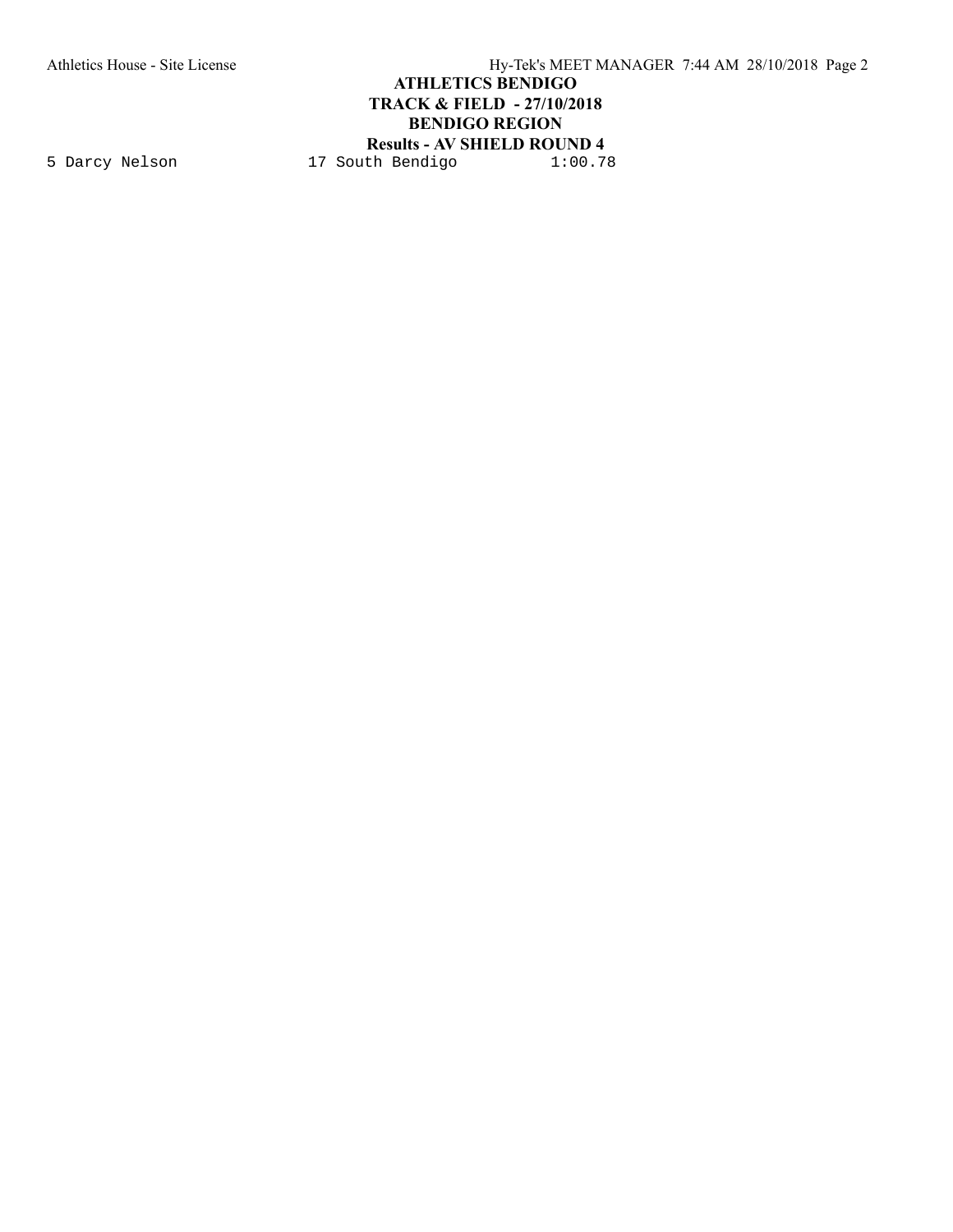```
5 Darcy Nelson              17 South Bendigo          1:00.78
```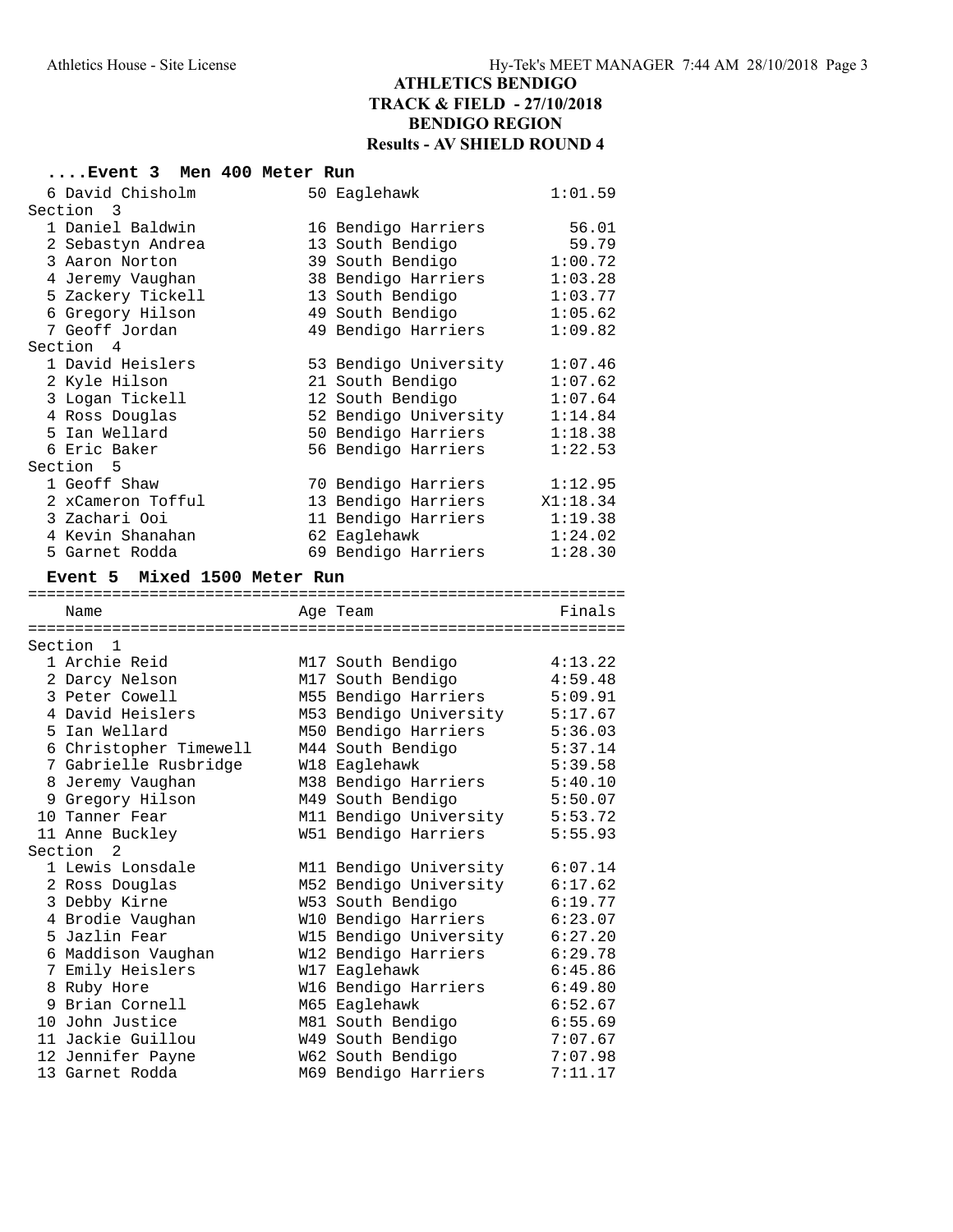## ATHLETICS BENDIGO
## TRACK & FIELD - 27/10/2018
## BENDIGO REGION
## Results - AV SHIELD ROUND 4

### ....Event 3 Men 400 Meter Run

| Place | Name | Age | Team | Finals |
|---|---|---|---|---|
| 6 | David Chisholm | 50 | Eaglehawk | 1:01.59 |
| **Section 3** | | | | |
| 1 | Daniel Baldwin | 16 | Bendigo Harriers | 56.01 |
| 2 | Sebastyn Andrea | 13 | South Bendigo | 59.79 |
| 3 | Aaron Norton | 39 | South Bendigo | 1:00.72 |
| 4 | Jeremy Vaughan | 38 | Bendigo Harriers | 1:03.28 |
| 5 | Zackery Tickell | 13 | South Bendigo | 1:03.77 |
| 6 | Gregory Hilson | 49 | South Bendigo | 1:05.62 |
| 7 | Geoff Jordan | 49 | Bendigo Harriers | 1:09.82 |
| **Section 4** | | | | |
| 1 | David Heislers | 53 | Bendigo University | 1:07.46 |
| 2 | Kyle Hilson | 21 | South Bendigo | 1:07.62 |
| 3 | Logan Tickell | 12 | South Bendigo | 1:07.64 |
| 4 | Ross Douglas | 52 | Bendigo University | 1:14.84 |
| 5 | Ian Wellard | 50 | Bendigo Harriers | 1:18.38 |
| 6 | Eric Baker | 56 | Bendigo Harriers | 1:22.53 |
| **Section 5** | | | | |
| 1 | Geoff Shaw | 70 | Bendigo Harriers | 1:12.95 |
| 2 | xCameron Tofful | 13 | Bendigo Harriers | X1:18.34 |
| 3 | Zachari Ooi | 11 | Bendigo Harriers | 1:19.38 |
| 4 | Kevin Shanahan | 62 | Eaglehawk | 1:24.02 |
| 5 | Garnet Rodda | 69 | Bendigo Harriers | 1:28.30 |

### Event 5 Mixed 1500 Meter Run

| Place | Name | Age | Team | Finals |
|---|---|---|---|---|
| **Section 1** | | | | |
| 1 | Archie Reid | M17 | South Bendigo | 4:13.22 |
| 2 | Darcy Nelson | M17 | South Bendigo | 4:59.48 |
| 3 | Peter Cowell | M55 | Bendigo Harriers | 5:09.91 |
| 4 | David Heislers | M53 | Bendigo University | 5:17.67 |
| 5 | Ian Wellard | M50 | Bendigo Harriers | 5:36.03 |
| 6 | Christopher Timewell | M44 | South Bendigo | 5:37.14 |
| 7 | Gabrielle Rusbridge | W18 | Eaglehawk | 5:39.58 |
| 8 | Jeremy Vaughan | M38 | Bendigo Harriers | 5:40.10 |
| 9 | Gregory Hilson | M49 | South Bendigo | 5:50.07 |
| 10 | Tanner Fear | M11 | Bendigo University | 5:53.72 |
| 11 | Anne Buckley | W51 | Bendigo Harriers | 5:55.93 |
| **Section 2** | | | | |
| 1 | Lewis Lonsdale | M11 | Bendigo University | 6:07.14 |
| 2 | Ross Douglas | M52 | Bendigo University | 6:17.62 |
| 3 | Debby Kirne | W53 | South Bendigo | 6:19.77 |
| 4 | Brodie Vaughan | W10 | Bendigo Harriers | 6:23.07 |
| 5 | Jazlin Fear | W15 | Bendigo University | 6:27.20 |
| 6 | Maddison Vaughan | W12 | Bendigo Harriers | 6:29.78 |
| 7 | Emily Heislers | W17 | Eaglehawk | 6:45.86 |
| 8 | Ruby Hore | W16 | Bendigo Harriers | 6:49.80 |
| 9 | Brian Cornell | M65 | Eaglehawk | 6:52.67 |
| 10 | John Justice | M81 | South Bendigo | 6:55.69 |
| 11 | Jackie Guillou | W49 | South Bendigo | 7:07.67 |
| 12 | Jennifer Payne | W62 | South Bendigo | 7:07.98 |
| 13 | Garnet Rodda | M69 | Bendigo Harriers | 7:11.17 |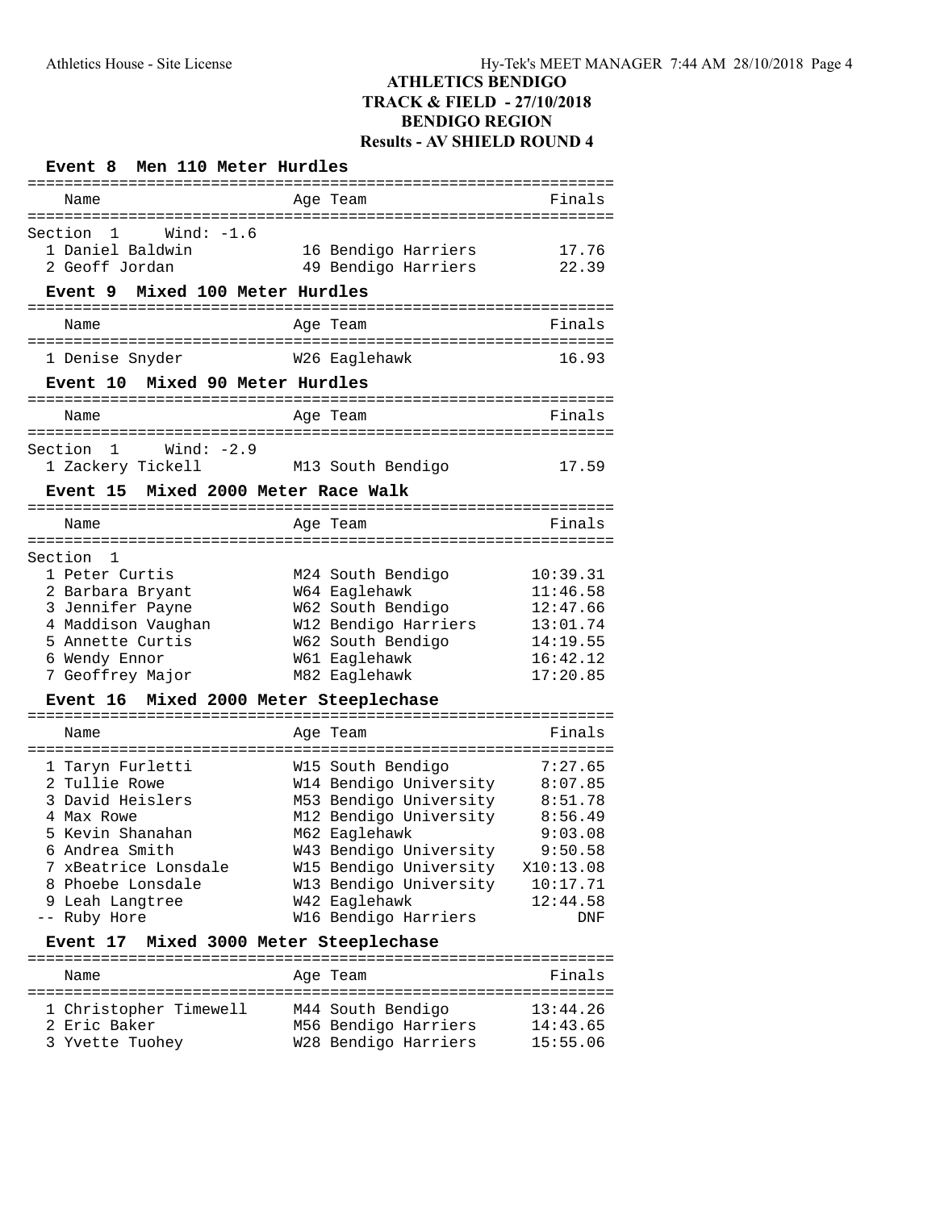# ATHLETICS BENDIGO
## TRACK & FIELD - 27/10/2018
## BENDIGO REGION
## Results - AV SHIELD ROUND 4

### Event 8 Men 110 Meter Hurdles

Section 1 Wind: -1.6

| | Name | Age | Team | Finals |
|---|---|---|---|---|
| 1 | Daniel Baldwin | 16 | Bendigo Harriers | 17.76 |
| 2 | Geoff Jordan | 49 | Bendigo Harriers | 22.39 |

### Event 9 Mixed 100 Meter Hurdles

| | Name | Age | Team | Finals |
|---|---|---|---|---|
| 1 | Denise Snyder | W26 | Eaglehawk | 16.93 |

### Event 10 Mixed 90 Meter Hurdles

Section 1 Wind: -2.9

| | Name | Age | Team | Finals |
|---|---|---|---|---|
| 1 | Zackery Tickell | M13 | South Bendigo | 17.59 |

### Event 15 Mixed 2000 Meter Race Walk

Section 1

| | Name | Age | Team | Finals |
|---|---|---|---|---|
| 1 | Peter Curtis | M24 | South Bendigo | 10:39.31 |
| 2 | Barbara Bryant | W64 | Eaglehawk | 11:46.58 |
| 3 | Jennifer Payne | W62 | South Bendigo | 12:47.66 |
| 4 | Maddison Vaughan | W12 | Bendigo Harriers | 13:01.74 |
| 5 | Annette Curtis | W62 | South Bendigo | 14:19.55 |
| 6 | Wendy Ennor | W61 | Eaglehawk | 16:42.12 |
| 7 | Geoffrey Major | M82 | Eaglehawk | 17:20.85 |

### Event 16 Mixed 2000 Meter Steeplechase

| | Name | Age | Team | Finals |
|---|---|---|---|---|
| 1 | Taryn Furletti | W15 | South Bendigo | 7:27.65 |
| 2 | Tullie Rowe | W14 | Bendigo University | 8:07.85 |
| 3 | David Heislers | M53 | Bendigo University | 8:51.78 |
| 4 | Max Rowe | M12 | Bendigo University | 8:56.49 |
| 5 | Kevin Shanahan | M62 | Eaglehawk | 9:03.08 |
| 6 | Andrea Smith | W43 | Bendigo University | 9:50.58 |
| 7 | xBeatrice Lonsdale | W15 | Bendigo University | X10:13.08 |
| 8 | Phoebe Lonsdale | W13 | Bendigo University | 10:17.71 |
| 9 | Leah Langtree | W42 | Eaglehawk | 12:44.58 |
| -- | Ruby Hore | W16 | Bendigo Harriers | DNF |

### Event 17 Mixed 3000 Meter Steeplechase

| | Name | Age | Team | Finals |
|---|---|---|---|---|
| 1 | Christopher Timewell | M44 | South Bendigo | 13:44.26 |
| 2 | Eric Baker | M56 | Bendigo Harriers | 14:43.65 |
| 3 | Yvette Tuohey | W28 | Bendigo Harriers | 15:55.06 |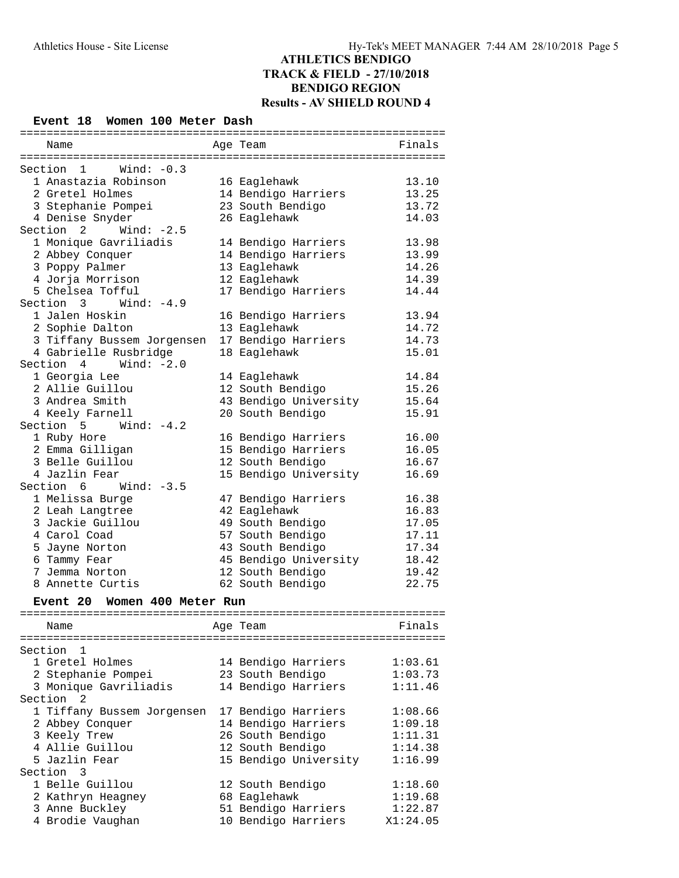# ATHLETICS BENDIGO
## TRACK & FIELD - 27/10/2018
## BENDIGO REGION
## Results - AV SHIELD ROUND 4

### Event 18 Women 100 Meter Dash

| Name | Age | Team | Finals |
|---|---|---|---|
| **Section 1 Wind: -0.3** | | | |
| 1 Anastazia Robinson | 16 | Eaglehawk | 13.10 |
| 2 Gretel Holmes | 14 | Bendigo Harriers | 13.25 |
| 3 Stephanie Pompei | 23 | South Bendigo | 13.72 |
| 4 Denise Snyder | 26 | Eaglehawk | 14.03 |
| **Section 2 Wind: -2.5** | | | |
| 1 Monique Gavriliadis | 14 | Bendigo Harriers | 13.98 |
| 2 Abbey Conquer | 14 | Bendigo Harriers | 13.99 |
| 3 Poppy Palmer | 13 | Eaglehawk | 14.26 |
| 4 Jorja Morrison | 12 | Eaglehawk | 14.39 |
| 5 Chelsea Tofful | 17 | Bendigo Harriers | 14.44 |
| **Section 3 Wind: -4.9** | | | |
| 1 Jalen Hoskin | 16 | Bendigo Harriers | 13.94 |
| 2 Sophie Dalton | 13 | Eaglehawk | 14.72 |
| 3 Tiffany Bussem Jorgensen | 17 | Bendigo Harriers | 14.73 |
| 4 Gabrielle Rusbridge | 18 | Eaglehawk | 15.01 |
| **Section 4 Wind: -2.0** | | | |
| 1 Georgia Lee | 14 | Eaglehawk | 14.84 |
| 2 Allie Guillou | 12 | South Bendigo | 15.26 |
| 3 Andrea Smith | 43 | Bendigo University | 15.64 |
| 4 Keely Farnell | 20 | South Bendigo | 15.91 |
| **Section 5 Wind: -4.2** | | | |
| 1 Ruby Hore | 16 | Bendigo Harriers | 16.00 |
| 2 Emma Gilligan | 15 | Bendigo Harriers | 16.05 |
| 3 Belle Guillou | 12 | South Bendigo | 16.67 |
| 4 Jazlin Fear | 15 | Bendigo University | 16.69 |
| **Section 6 Wind: -3.5** | | | |
| 1 Melissa Burge | 47 | Bendigo Harriers | 16.38 |
| 2 Leah Langtree | 42 | Eaglehawk | 16.83 |
| 3 Jackie Guillou | 49 | South Bendigo | 17.05 |
| 4 Carol Coad | 57 | South Bendigo | 17.11 |
| 5 Jayne Norton | 43 | South Bendigo | 17.34 |
| 6 Tammy Fear | 45 | Bendigo University | 18.42 |
| 7 Jemma Norton | 12 | South Bendigo | 19.42 |
| 8 Annette Curtis | 62 | South Bendigo | 22.75 |

### Event 20 Women 400 Meter Run

| Name | Age | Team | Finals |
|---|---|---|---|
| **Section 1** | | | |
| 1 Gretel Holmes | 14 | Bendigo Harriers | 1:03.61 |
| 2 Stephanie Pompei | 23 | South Bendigo | 1:03.73 |
| 3 Monique Gavriliadis | 14 | Bendigo Harriers | 1:11.46 |
| **Section 2** | | | |
| 1 Tiffany Bussem Jorgensen | 17 | Bendigo Harriers | 1:08.66 |
| 2 Abbey Conquer | 14 | Bendigo Harriers | 1:09.18 |
| 3 Keely Trew | 26 | South Bendigo | 1:11.31 |
| 4 Allie Guillou | 12 | South Bendigo | 1:14.38 |
| 5 Jazlin Fear | 15 | Bendigo University | 1:16.99 |
| **Section 3** | | | |
| 1 Belle Guillou | 12 | South Bendigo | 1:18.60 |
| 2 Kathryn Heagney | 68 | Eaglehawk | 1:19.68 |
| 3 Anne Buckley | 51 | Bendigo Harriers | 1:22.87 |
| 4 Brodie Vaughan | 10 | Bendigo Harriers | X1:24.05 |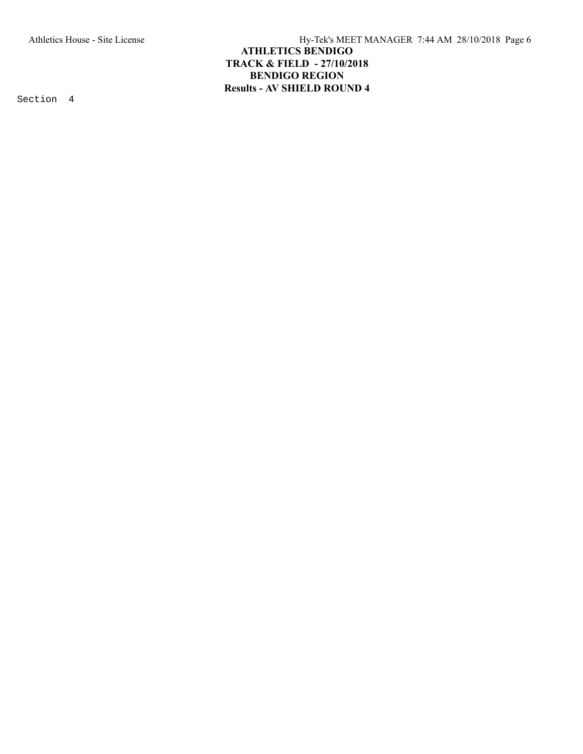# ATHLETICS BENDIGO
## TRACK & FIELD - 27/10/2018
## BENDIGO REGION
## Results - AV SHIELD ROUND 4

Section 4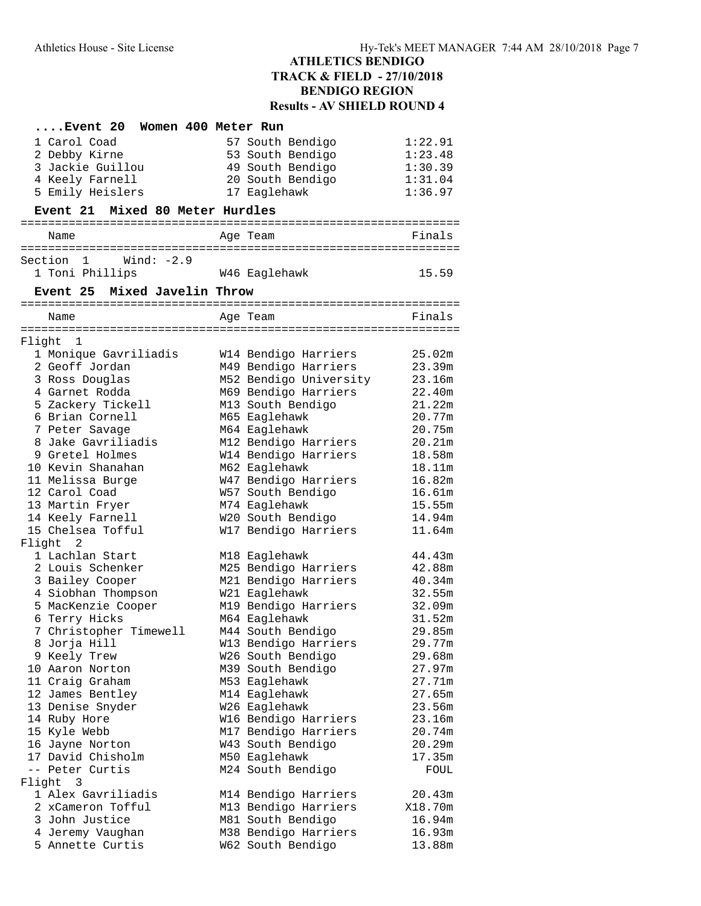## ATHLETICS BENDIGO
## TRACK & FIELD - 27/10/2018
## BENDIGO REGION
## Results - AV SHIELD ROUND 4

### ....Event 20 Women 400 Meter Run

| Place | Name | Age | Team | Finals |
|---|---|---|---|---|
| 1 | Carol Coad | 57 | South Bendigo | 1:22.91 |
| 2 | Debby Kirne | 53 | South Bendigo | 1:23.48 |
| 3 | Jackie Guillou | 49 | South Bendigo | 1:30.39 |
| 4 | Keely Farnell | 20 | South Bendigo | 1:31.04 |
| 5 | Emily Heislers | 17 | Eaglehawk | 1:36.97 |

### Event 21 Mixed 80 Meter Hurdles

Section 1 Wind: -2.9

| Place | Name | Age | Team | Finals |
|---|---|---|---|---|
| 1 | Toni Phillips | W46 | Eaglehawk | 15.59 |

### Event 25 Mixed Javelin Throw

Flight 1

| Place | Name | Age | Team | Finals |
|---|---|---|---|---|
| 1 | Monique Gavriliadis | W14 | Bendigo Harriers | 25.02m |
| 2 | Geoff Jordan | M49 | Bendigo Harriers | 23.39m |
| 3 | Ross Douglas | M52 | Bendigo University | 23.16m |
| 4 | Garnet Rodda | M69 | Bendigo Harriers | 22.40m |
| 5 | Zackery Tickell | M13 | South Bendigo | 21.22m |
| 6 | Brian Cornell | M65 | Eaglehawk | 20.77m |
| 7 | Peter Savage | M64 | Eaglehawk | 20.75m |
| 8 | Jake Gavriliadis | M12 | Bendigo Harriers | 20.21m |
| 9 | Gretel Holmes | W14 | Bendigo Harriers | 18.58m |
| 10 | Kevin Shanahan | M62 | Eaglehawk | 18.11m |
| 11 | Melissa Burge | W47 | Bendigo Harriers | 16.82m |
| 12 | Carol Coad | W57 | South Bendigo | 16.61m |
| 13 | Martin Fryer | M74 | Eaglehawk | 15.55m |
| 14 | Keely Farnell | W20 | South Bendigo | 14.94m |
| 15 | Chelsea Tofful | W17 | Bendigo Harriers | 11.64m |

Flight 2

| Place | Name | Age | Team | Finals |
|---|---|---|---|---|
| 1 | Lachlan Start | M18 | Eaglehawk | 44.43m |
| 2 | Louis Schenker | M25 | Bendigo Harriers | 42.88m |
| 3 | Bailey Cooper | M21 | Bendigo Harriers | 40.34m |
| 4 | Siobhan Thompson | W21 | Eaglehawk | 32.55m |
| 5 | MacKenzie Cooper | M19 | Bendigo Harriers | 32.09m |
| 6 | Terry Hicks | M64 | Eaglehawk | 31.52m |
| 7 | Christopher Timewell | M44 | South Bendigo | 29.85m |
| 8 | Jorja Hill | W13 | Bendigo Harriers | 29.77m |
| 9 | Keely Trew | W26 | South Bendigo | 29.68m |
| 10 | Aaron Norton | M39 | South Bendigo | 27.97m |
| 11 | Craig Graham | M53 | Eaglehawk | 27.71m |
| 12 | James Bentley | M14 | Eaglehawk | 27.65m |
| 13 | Denise Snyder | W26 | Eaglehawk | 23.56m |
| 14 | Ruby Hore | W16 | Bendigo Harriers | 23.16m |
| 15 | Kyle Webb | M17 | Bendigo Harriers | 20.74m |
| 16 | Jayne Norton | W43 | South Bendigo | 20.29m |
| 17 | David Chisholm | M50 | Eaglehawk | 17.35m |
| -- | Peter Curtis | M24 | South Bendigo | FOUL |

Flight 3

| Place | Name | Age | Team | Finals |
|---|---|---|---|---|
| 1 | Alex Gavriliadis | M14 | Bendigo Harriers | 20.43m |
| 2 | xCameron Tofful | M13 | Bendigo Harriers | X18.70m |
| 3 | John Justice | M81 | South Bendigo | 16.94m |
| 4 | Jeremy Vaughan | M38 | Bendigo Harriers | 16.93m |
| 5 | Annette Curtis | W62 | South Bendigo | 13.88m |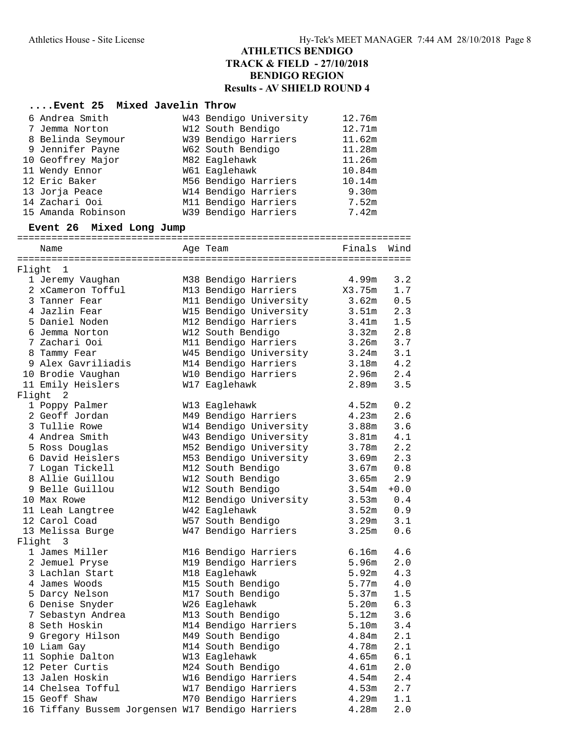# ATHLETICS BENDIGO
## TRACK & FIELD - 27/10/2018
## BENDIGO REGION
## Results - AV SHIELD ROUND 4

### ....Event 25 Mixed Javelin Throw

| | Name | Age | Team | Finals |
|---|---|---|---|---|
| 6 | Andrea Smith | W43 | Bendigo University | 12.76m |
| 7 | Jemma Norton | W12 | South Bendigo | 12.71m |
| 8 | Belinda Seymour | W39 | Bendigo Harriers | 11.62m |
| 9 | Jennifer Payne | W62 | South Bendigo | 11.28m |
| 10 | Geoffrey Major | M82 | Eaglehawk | 11.26m |
| 11 | Wendy Ennor | W61 | Eaglehawk | 10.84m |
| 12 | Eric Baker | M56 | Bendigo Harriers | 10.14m |
| 13 | Jorja Peace | W14 | Bendigo Harriers | 9.30m |
| 14 | Zachari Ooi | M11 | Bendigo Harriers | 7.52m |
| 15 | Amanda Robinson | W39 | Bendigo Harriers | 7.42m |

### Event 26 Mixed Long Jump

| | Name | Age | Team | Finals | Wind |
|---|---|---|---|---|---|
| **Flight 1** | | | | | |
| 1 | Jeremy Vaughan | M38 | Bendigo Harriers | 4.99m | 3.2 |
| 2 | xCameron Tofful | M13 | Bendigo Harriers | X3.75m | 1.7 |
| 3 | Tanner Fear | M11 | Bendigo University | 3.62m | 0.5 |
| 4 | Jazlin Fear | W15 | Bendigo University | 3.51m | 2.3 |
| 5 | Daniel Noden | M12 | Bendigo Harriers | 3.41m | 1.5 |
| 6 | Jemma Norton | W12 | South Bendigo | 3.32m | 2.8 |
| 7 | Zachari Ooi | M11 | Bendigo Harriers | 3.26m | 3.7 |
| 8 | Tammy Fear | W45 | Bendigo University | 3.24m | 3.1 |
| 9 | Alex Gavriliadis | M14 | Bendigo Harriers | 3.18m | 4.2 |
| 10 | Brodie Vaughan | W10 | Bendigo Harriers | 2.96m | 2.4 |
| 11 | Emily Heislers | W17 | Eaglehawk | 2.89m | 3.5 |
| **Flight 2** | | | | | |
| 1 | Poppy Palmer | W13 | Eaglehawk | 4.52m | 0.2 |
| 2 | Geoff Jordan | M49 | Bendigo Harriers | 4.23m | 2.6 |
| 3 | Tullie Rowe | W14 | Bendigo University | 3.88m | 3.6 |
| 4 | Andrea Smith | W43 | Bendigo University | 3.81m | 4.1 |
| 5 | Ross Douglas | M52 | Bendigo University | 3.78m | 2.2 |
| 6 | David Heislers | M53 | Bendigo University | 3.69m | 2.3 |
| 7 | Logan Tickell | M12 | South Bendigo | 3.67m | 0.8 |
| 8 | Allie Guillou | W12 | South Bendigo | 3.65m | 2.9 |
| 9 | Belle Guillou | W12 | South Bendigo | 3.54m | +0.0 |
| 10 | Max Rowe | M12 | Bendigo University | 3.53m | 0.4 |
| 11 | Leah Langtree | W42 | Eaglehawk | 3.52m | 0.9 |
| 12 | Carol Coad | W57 | South Bendigo | 3.29m | 3.1 |
| 13 | Melissa Burge | W47 | Bendigo Harriers | 3.25m | 0.6 |
| **Flight 3** | | | | | |
| 1 | James Miller | M16 | Bendigo Harriers | 6.16m | 4.6 |
| 2 | Jemuel Pryse | M19 | Bendigo Harriers | 5.96m | 2.0 |
| 3 | Lachlan Start | M18 | Eaglehawk | 5.92m | 4.3 |
| 4 | James Woods | M15 | South Bendigo | 5.77m | 4.0 |
| 5 | Darcy Nelson | M17 | South Bendigo | 5.37m | 1.5 |
| 6 | Denise Snyder | W26 | Eaglehawk | 5.20m | 6.3 |
| 7 | Sebastyn Andrea | M13 | South Bendigo | 5.12m | 3.6 |
| 8 | Seth Hoskin | M14 | Bendigo Harriers | 5.10m | 3.4 |
| 9 | Gregory Hilson | M49 | South Bendigo | 4.84m | 2.1 |
| 10 | Liam Gay | M14 | South Bendigo | 4.78m | 2.1 |
| 11 | Sophie Dalton | W13 | Eaglehawk | 4.65m | 6.1 |
| 12 | Peter Curtis | M24 | South Bendigo | 4.61m | 2.0 |
| 13 | Jalen Hoskin | W16 | Bendigo Harriers | 4.54m | 2.4 |
| 14 | Chelsea Tofful | W17 | Bendigo Harriers | 4.53m | 2.7 |
| 15 | Geoff Shaw | M70 | Bendigo Harriers | 4.29m | 1.1 |
| 16 | Tiffany Bussem Jorgensen | W17 | Bendigo Harriers | 4.28m | 2.0 |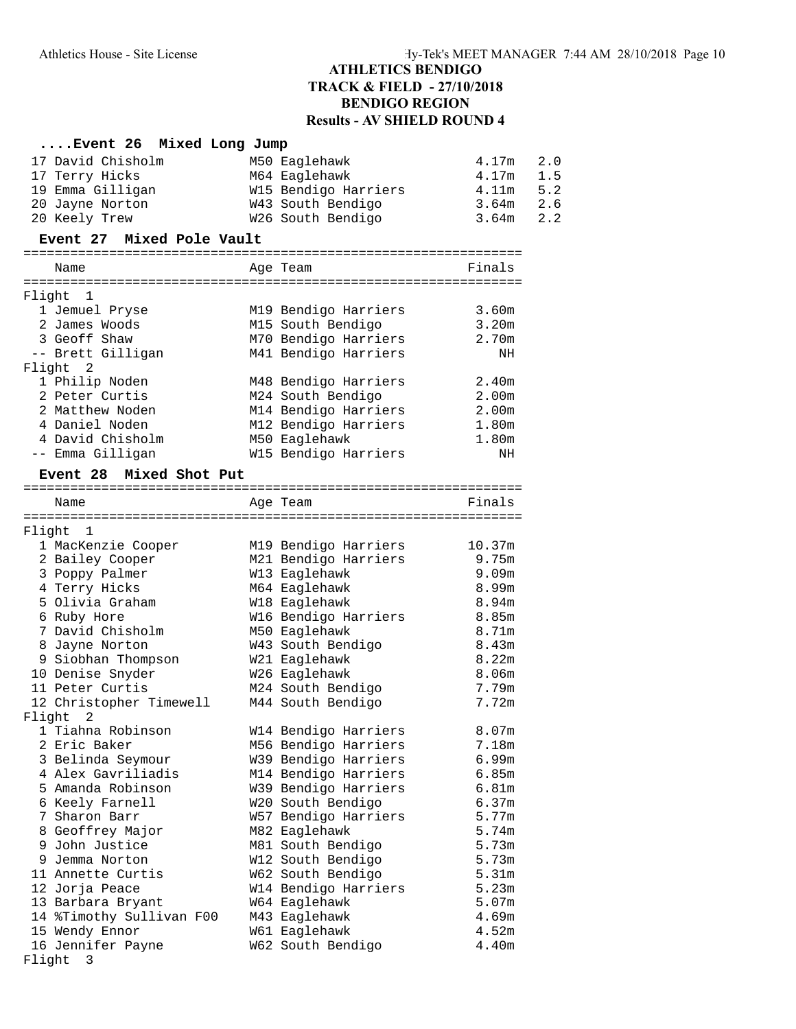## ATHLETICS BENDIGO
## TRACK & FIELD - 27/10/2018
## BENDIGO REGION
## Results - AV SHIELD ROUND 4

### ....Event 26 Mixed Long Jump

| | Name | Age Team | Finals | Wind |
|---|---|---|---|---|
| 17 | David Chisholm | M50 Eaglehawk | 4.17m | 2.0 |
| 17 | Terry Hicks | M64 Eaglehawk | 4.17m | 1.5 |
| 19 | Emma Gilligan | W15 Bendigo Harriers | 4.11m | 5.2 |
| 20 | Jayne Norton | W43 South Bendigo | 3.64m | 2.6 |
| 20 | Keely Trew | W26 South Bendigo | 3.64m | 2.2 |

### Event 27 Mixed Pole Vault

| | Name | Age Team | Finals |
|---|---|---|---|
| **Flight 1** | | | |
| 1 | Jemuel Pryse | M19 Bendigo Harriers | 3.60m |
| 2 | James Woods | M15 South Bendigo | 3.20m |
| 3 | Geoff Shaw | M70 Bendigo Harriers | 2.70m |
| -- | Brett Gilligan | M41 Bendigo Harriers | NH |
| **Flight 2** | | | |
| 1 | Philip Noden | M48 Bendigo Harriers | 2.40m |
| 2 | Peter Curtis | M24 South Bendigo | 2.00m |
| 2 | Matthew Noden | M14 Bendigo Harriers | 2.00m |
| 4 | Daniel Noden | M12 Bendigo Harriers | 1.80m |
| 4 | David Chisholm | M50 Eaglehawk | 1.80m |
| -- | Emma Gilligan | W15 Bendigo Harriers | NH |

### Event 28 Mixed Shot Put

| | Name | Age Team | Finals |
|---|---|---|---|
| **Flight 1** | | | |
| 1 | MacKenzie Cooper | M19 Bendigo Harriers | 10.37m |
| 2 | Bailey Cooper | M21 Bendigo Harriers | 9.75m |
| 3 | Poppy Palmer | W13 Eaglehawk | 9.09m |
| 4 | Terry Hicks | M64 Eaglehawk | 8.99m |
| 5 | Olivia Graham | W18 Eaglehawk | 8.94m |
| 6 | Ruby Hore | W16 Bendigo Harriers | 8.85m |
| 7 | David Chisholm | M50 Eaglehawk | 8.71m |
| 8 | Jayne Norton | W43 South Bendigo | 8.43m |
| 9 | Siobhan Thompson | W21 Eaglehawk | 8.22m |
| 10 | Denise Snyder | W26 Eaglehawk | 8.06m |
| 11 | Peter Curtis | M24 South Bendigo | 7.79m |
| 12 | Christopher Timewell | M44 South Bendigo | 7.72m |
| **Flight 2** | | | |
| 1 | Tiahna Robinson | W14 Bendigo Harriers | 8.07m |
| 2 | Eric Baker | M56 Bendigo Harriers | 7.18m |
| 3 | Belinda Seymour | W39 Bendigo Harriers | 6.99m |
| 4 | Alex Gavriliadis | M14 Bendigo Harriers | 6.85m |
| 5 | Amanda Robinson | W39 Bendigo Harriers | 6.81m |
| 6 | Keely Farnell | W20 South Bendigo | 6.37m |
| 7 | Sharon Barr | W57 Bendigo Harriers | 5.77m |
| 8 | Geoffrey Major | M82 Eaglehawk | 5.74m |
| 9 | John Justice | M81 South Bendigo | 5.73m |
| 9 | Jemma Norton | W12 South Bendigo | 5.73m |
| 11 | Annette Curtis | W62 South Bendigo | 5.31m |
| 12 | Jorja Peace | W14 Bendigo Harriers | 5.23m |
| 13 | Barbara Bryant | W64 Eaglehawk | 5.07m |
| 14 | %Timothy Sullivan F00 | M43 Eaglehawk | 4.69m |
| 15 | Wendy Ennor | W61 Eaglehawk | 4.52m |
| 16 | Jennifer Payne | W62 South Bendigo | 4.40m |
| **Flight 3** | | | |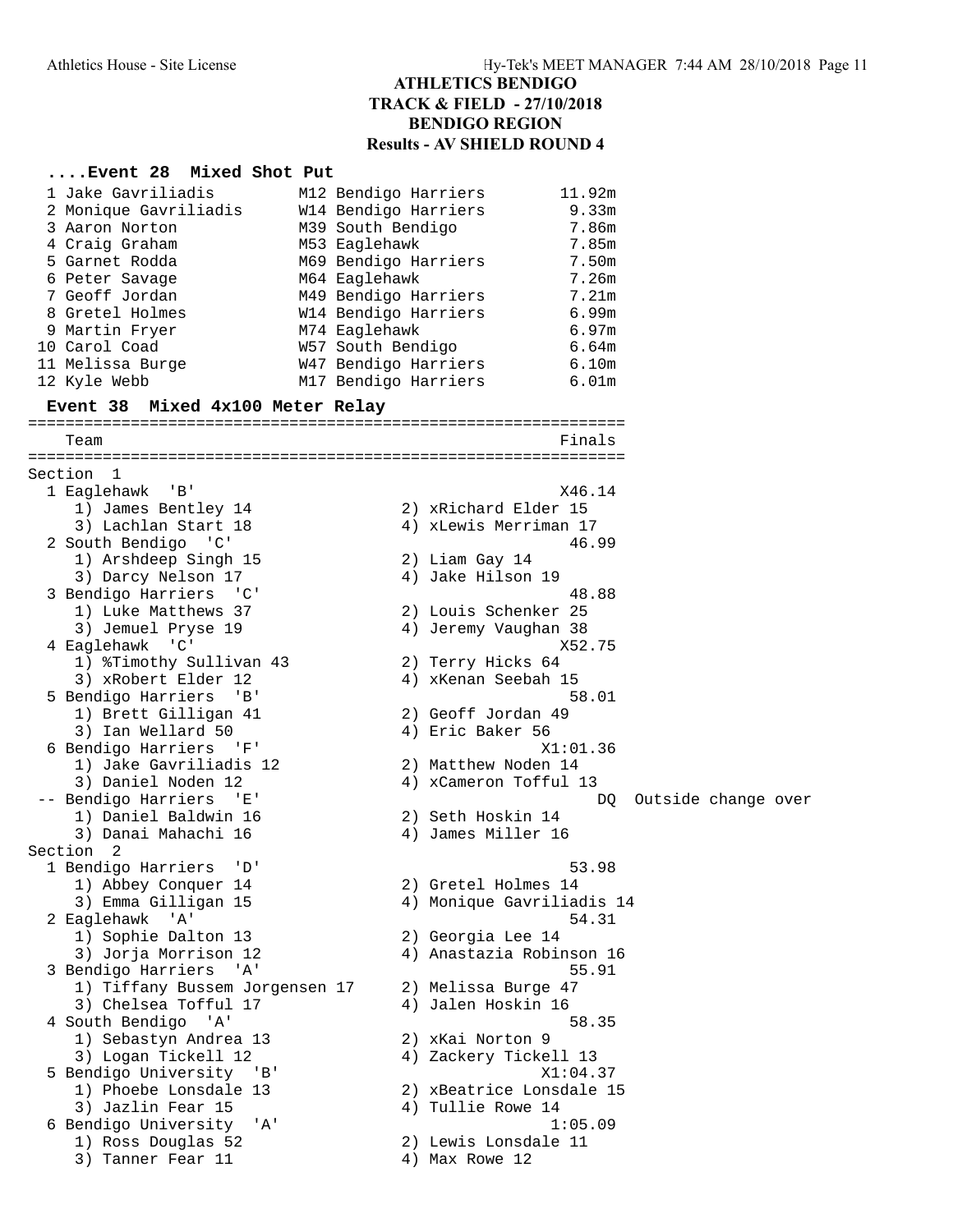## ATHLETICS BENDIGO
## TRACK & FIELD - 27/10/2018
## BENDIGO REGION
## Results - AV SHIELD ROUND 4

### ....Event 28 Mixed Shot Put

| Place | Name | Age | Team | Mark |
|---|---|---|---|---|
| 1 | Jake Gavriliadis | M12 | Bendigo Harriers | 11.92m |
| 2 | Monique Gavriliadis | W14 | Bendigo Harriers | 9.33m |
| 3 | Aaron Norton | M39 | South Bendigo | 7.86m |
| 4 | Craig Graham | M53 | Eaglehawk | 7.85m |
| 5 | Garnet Rodda | M69 | Bendigo Harriers | 7.50m |
| 6 | Peter Savage | M64 | Eaglehawk | 7.26m |
| 7 | Geoff Jordan | M49 | Bendigo Harriers | 7.21m |
| 8 | Gretel Holmes | W14 | Bendigo Harriers | 6.99m |
| 9 | Martin Fryer | M74 | Eaglehawk | 6.97m |
| 10 | Carol Coad | W57 | South Bendigo | 6.64m |
| 11 | Melissa Burge | W47 | Bendigo Harriers | 6.10m |
| 12 | Kyle Webb | M17 | Bendigo Harriers | 6.01m |

### Event 38 Mixed 4x100 Meter Relay

```
================================================================
    Team                                                  Finals
================================================================
Section  1
  1 Eaglehawk  'B'                                        X46.14
     1) James Bentley 14               2) xRichard Elder 15
     3) Lachlan Start 18               4) xLewis Merriman 17
  2 South Bendigo  'C'                                     46.99
     1) Arshdeep Singh 15              2) Liam Gay 14
     3) Darcy Nelson 17                4) Jake Hilson 19
  3 Bendigo Harriers  'C'                                  48.88
     1) Luke Matthews 37               2) Louis Schenker 25
     3) Jemuel Pryse 19                4) Jeremy Vaughan 38
  4 Eaglehawk  'C'                                        X52.75
     1) %Timothy Sullivan 43           2) Terry Hicks 64
     3) xRobert Elder 12               4) xKenan Seebah 15
  5 Bendigo Harriers  'B'                                  58.01
     1) Brett Gilligan 41              2) Geoff Jordan 49
     3) Ian Wellard 50                 4) Eric Baker 56
  6 Bendigo Harriers  'F'                               X1:01.36
     1) Jake Gavriliadis 12            2) Matthew Noden 14
     3) Daniel Noden 12                4) xCameron Tofful 13
 -- Bendigo Harriers  'E'                                     DQ  Outside change over
     1) Daniel Baldwin 16              2) Seth Hoskin 14
     3) Danai Mahachi 16               4) James Miller 16
Section  2
  1 Bendigo Harriers  'D'                                  53.98
     1) Abbey Conquer 14               2) Gretel Holmes 14
     3) Emma Gilligan 15               4) Monique Gavriliadis 14
  2 Eaglehawk  'A'                                         54.31
     1) Sophie Dalton 13               2) Georgia Lee 14
     3) Jorja Morrison 12              4) Anastazia Robinson 16
  3 Bendigo Harriers  'A'                                  55.91
     1) Tiffany Bussem Jorgensen 17    2) Melissa Burge 47
     3) Chelsea Tofful 17              4) Jalen Hoskin 16
  4 South Bendigo  'A'                                     58.35
     1) Sebastyn Andrea 13             2) xKai Norton 9
     3) Logan Tickell 12               4) Zackery Tickell 13
  5 Bendigo University  'B'                             X1:04.37
     1) Phoebe Lonsdale 13             2) xBeatrice Lonsdale 15
     3) Jazlin Fear 15                 4) Tullie Rowe 14
  6 Bendigo University  'A'                              1:05.09
     1) Ross Douglas 52                2) Lewis Lonsdale 11
     3) Tanner Fear 11                 4) Max Rowe 12
```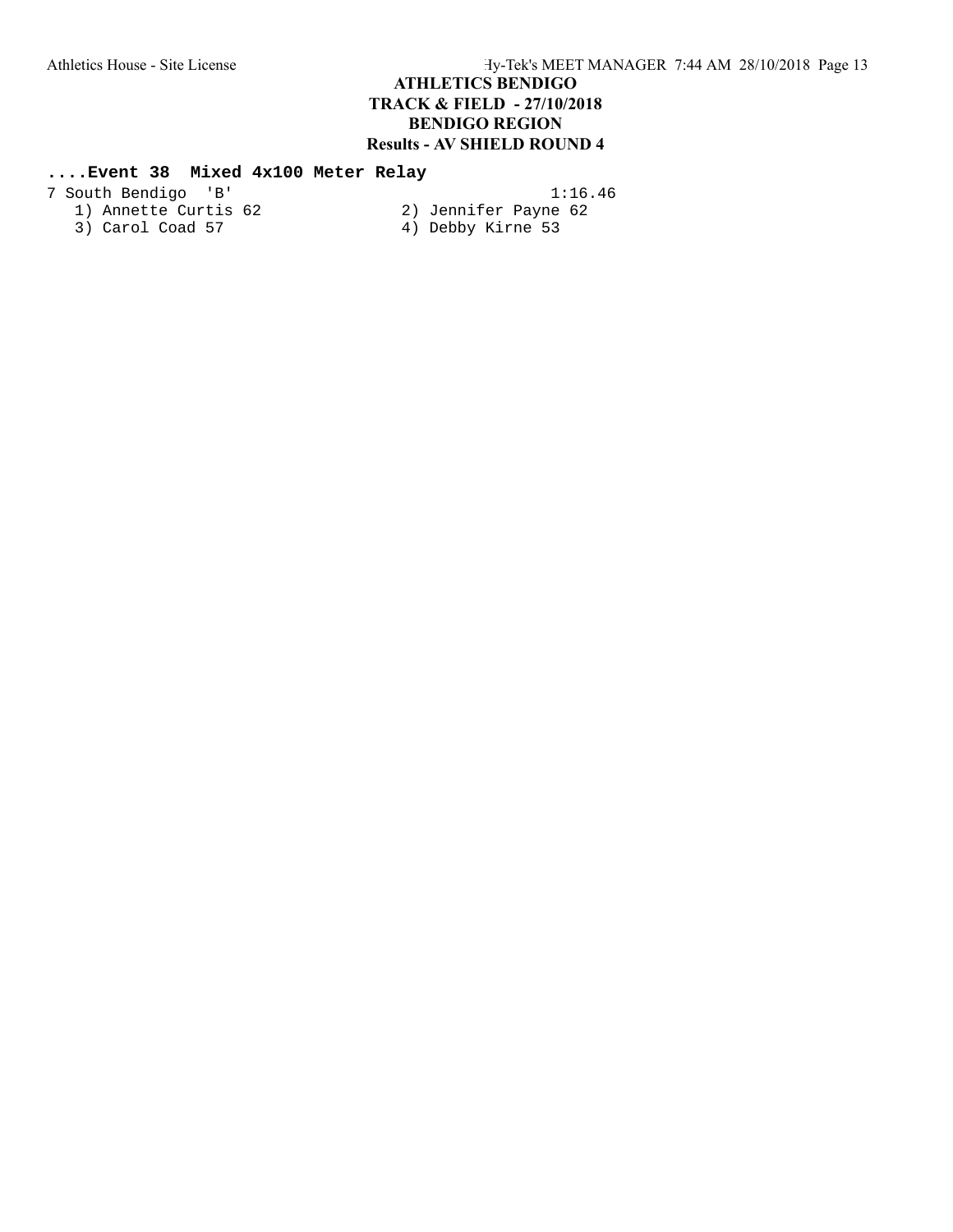# ATHLETICS BENDIGO
## TRACK & FIELD - 27/10/2018
## BENDIGO REGION
## Results - AV SHIELD ROUND 4

### ....Event 38 Mixed 4x100 Meter Relay

```
7 South Bendigo  'B'                                 1:16.46
   1) Annette Curtis 62            2) Jennifer Payne 62
   3) Carol Coad 57                4) Debby Kirne 53
```